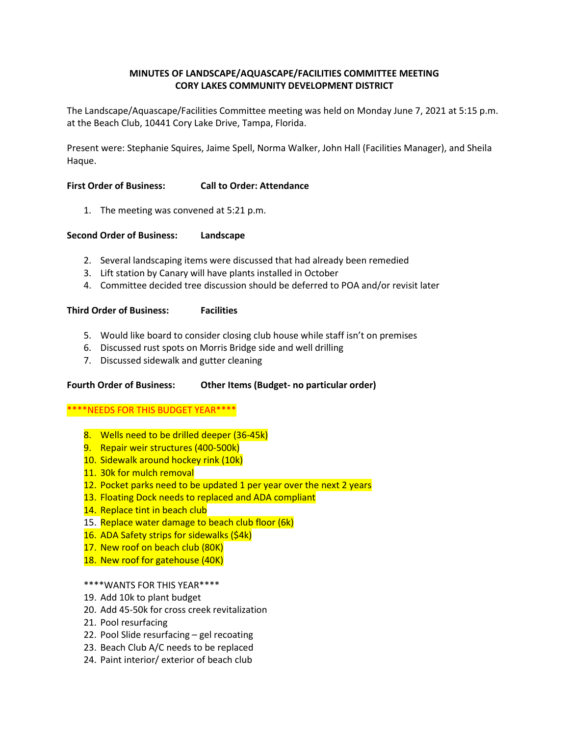**MINUTES OF LANDSCAPE/AQUASCAPE/FACILITIES COMMITTEE MEETING**
**CORY LAKES COMMUNITY DEVELOPMENT DISTRICT**

The Landscape/Aquascape/Facilities Committee meeting was held on Monday June 7, 2021 at 5:15 p.m. at the Beach Club, 10441 Cory Lake Drive, Tampa, Florida.

Present were: Stephanie Squires, Jaime Spell, Norma Walker, John Hall (Facilities Manager), and Sheila Haque.

**First Order of Business: Call to Order: Attendance**

1. The meeting was convened at 5:21 p.m.

**Second Order of Business: Landscape**

2. Several landscaping items were discussed that had already been remedied
3. Lift station by Canary will have plants installed in October
4. Committee decided tree discussion should be deferred to POA and/or revisit later

**Third Order of Business: Facilities**

5. Would like board to consider closing club house while staff isn't on premises
6. Discussed rust spots on Morris Bridge side and well drilling
7. Discussed sidewalk and gutter cleaning

**Fourth Order of Business: Other Items (Budget- no particular order)**

****NEEDS FOR THIS BUDGET YEAR****

8. Wells need to be drilled deeper (36-45k)
9. Repair weir structures (400-500k)
10. Sidewalk around hockey rink (10k)
11. 30k for mulch removal
12. Pocket parks need to be updated 1 per year over the next 2 years
13. Floating Dock needs to replaced and ADA compliant
14. Replace tint in beach club
15. Replace water damage to beach club floor (6k)
16. ADA Safety strips for sidewalks ($4k)
17. New roof on beach club (80K)
18. New roof for gatehouse (40K)

****WANTS FOR THIS YEAR****

19. Add 10k to plant budget
20. Add 45-50k for cross creek revitalization
21. Pool resurfacing
22. Pool Slide resurfacing – gel recoating
23. Beach Club A/C needs to be replaced
24. Paint interior/ exterior of beach club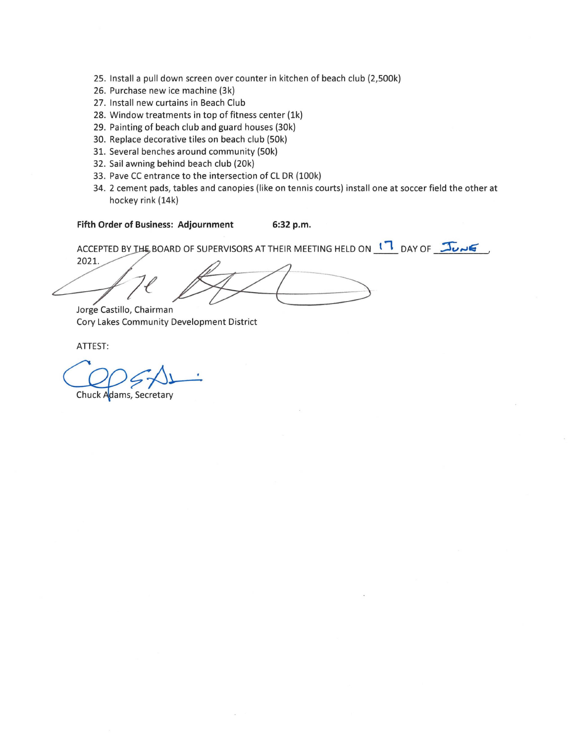25. Install a pull down screen over counter in kitchen of beach club (2,500k)
26. Purchase new ice machine (3k)
27. Install new curtains in Beach Club
28. Window treatments in top of fitness center (1k)
29. Painting of beach club and guard houses (30k)
30. Replace decorative tiles on beach club (50k)
31. Several benches around community (50k)
32. Sail awning behind beach club (20k)
33. Pave CC entrance to the intersection of CL DR (100k)
34. 2 cement pads, tables and canopies (like on tennis courts) install one at soccer field the other at hockey rink (14k)

**Fifth Order of Business: Adjournment** **6:32 p.m.**

ACCEPTED BY THE BOARD OF SUPERVISORS AT THEIR MEETING HELD ON 17 DAY OF June, 2021.

Jorge Castillo, Chairman
Cory Lakes Community Development District

ATTEST:

Chuck Adams, Secretary